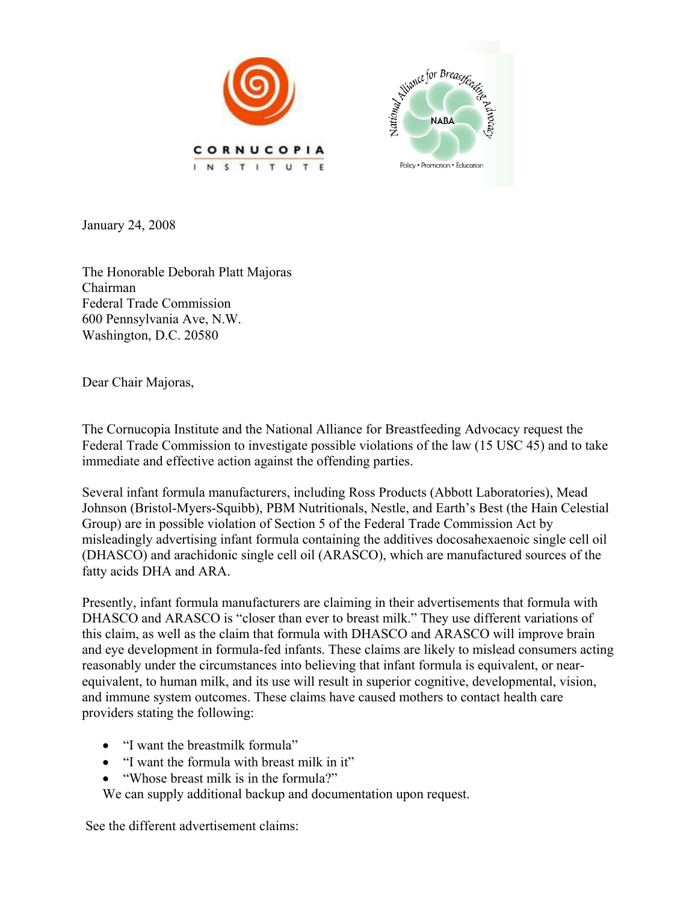CORNUCOPIA INSTITUTE

National Alliance for Breastfeeding Advocacy
NABA
Policy • Promotion • Education

January 24, 2008

The Honorable Deborah Platt Majoras
Chairman
Federal Trade Commission
600 Pennsylvania Ave, N.W.
Washington, D.C. 20580

Dear Chair Majoras,

The Cornucopia Institute and the National Alliance for Breastfeeding Advocacy request the Federal Trade Commission to investigate possible violations of the law (15 USC 45) and to take immediate and effective action against the offending parties.

Several infant formula manufacturers, including Ross Products (Abbott Laboratories), Mead Johnson (Bristol-Myers-Squibb), PBM Nutritionals, Nestle, and Earth's Best (the Hain Celestial Group) are in possible violation of Section 5 of the Federal Trade Commission Act by misleadingly advertising infant formula containing the additives docosahexaenoic single cell oil (DHASCO) and arachidonic single cell oil (ARASCO), which are manufactured sources of the fatty acids DHA and ARA.

Presently, infant formula manufacturers are claiming in their advertisements that formula with DHASCO and ARASCO is "closer than ever to breast milk." They use different variations of this claim, as well as the claim that formula with DHASCO and ARASCO will improve brain and eye development in formula-fed infants. These claims are likely to mislead consumers acting reasonably under the circumstances into believing that infant formula is equivalent, or near-equivalent, to human milk, and its use will result in superior cognitive, developmental, vision, and immune system outcomes. These claims have caused mothers to contact health care providers stating the following:

- "I want the breastmilk formula"
- "I want the formula with breast milk in it"
- "Whose breast milk is in the formula?"

We can supply additional backup and documentation upon request.

See the different advertisement claims: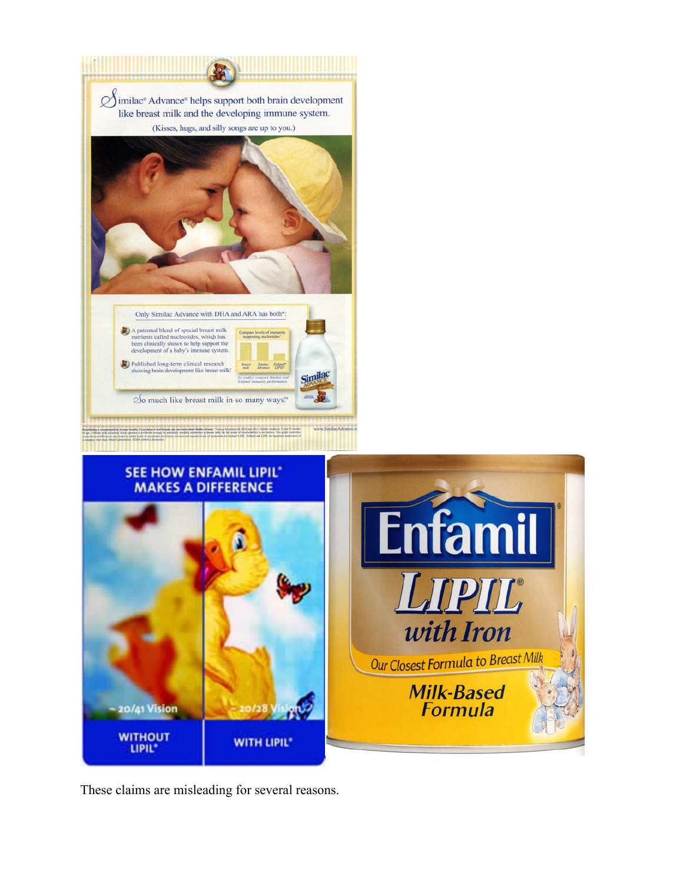These claims are misleading for several reasons.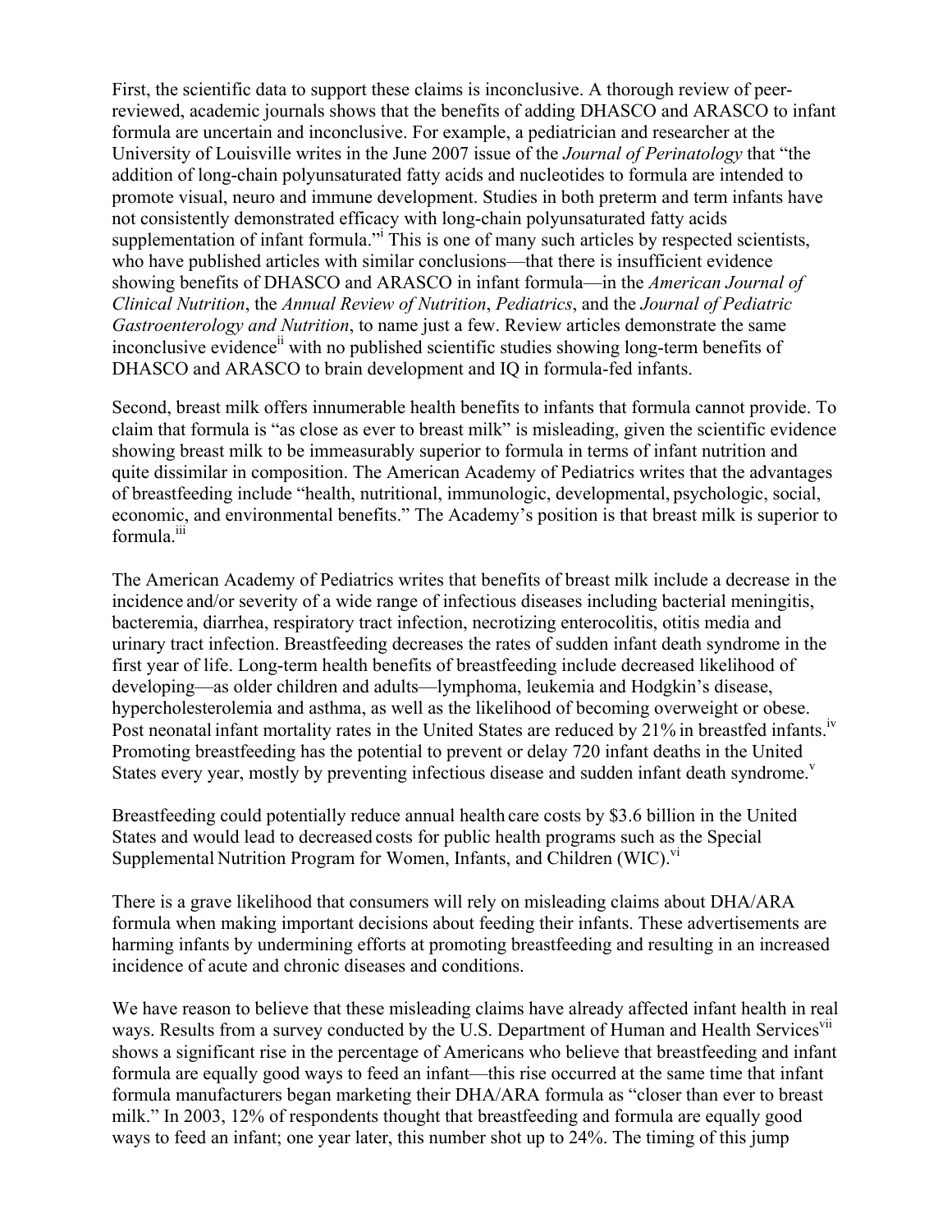First, the scientific data to support these claims is inconclusive. A thorough review of peer-reviewed, academic journals shows that the benefits of adding DHASCO and ARASCO to infant formula are uncertain and inconclusive. For example, a pediatrician and researcher at the University of Louisville writes in the June 2007 issue of the *Journal of Perinatology* that "the addition of long-chain polyunsaturated fatty acids and nucleotides to formula are intended to promote visual, neuro and immune development. Studies in both preterm and term infants have not consistently demonstrated efficacy with long-chain polyunsaturated fatty acids supplementation of infant formula."[i] This is one of many such articles by respected scientists, who have published articles with similar conclusions—that there is insufficient evidence showing benefits of DHASCO and ARASCO in infant formula—in the *American Journal of Clinical Nutrition*, the *Annual Review of Nutrition*, *Pediatrics*, and the *Journal of Pediatric Gastroenterology and Nutrition*, to name just a few. Review articles demonstrate the same inconclusive evidence[ii] with no published scientific studies showing long-term benefits of DHASCO and ARASCO to brain development and IQ in formula-fed infants.

Second, breast milk offers innumerable health benefits to infants that formula cannot provide. To claim that formula is "as close as ever to breast milk" is misleading, given the scientific evidence showing breast milk to be immeasurably superior to formula in terms of infant nutrition and quite dissimilar in composition. The American Academy of Pediatrics writes that the advantages of breastfeeding include "health, nutritional, immunologic, developmental, psychologic, social, economic, and environmental benefits." The Academy's position is that breast milk is superior to formula.[iii]

The American Academy of Pediatrics writes that benefits of breast milk include a decrease in the incidence and/or severity of a wide range of infectious diseases including bacterial meningitis, bacteremia, diarrhea, respiratory tract infection, necrotizing enterocolitis, otitis media and urinary tract infection. Breastfeeding decreases the rates of sudden infant death syndrome in the first year of life. Long-term health benefits of breastfeeding include decreased likelihood of developing—as older children and adults—lymphoma, leukemia and Hodgkin's disease, hypercholesterolemia and asthma, as well as the likelihood of becoming overweight or obese. Post neonatal infant mortality rates in the United States are reduced by 21% in breastfed infants.[iv] Promoting breastfeeding has the potential to prevent or delay 720 infant deaths in the United States every year, mostly by preventing infectious disease and sudden infant death syndrome.[v]

Breastfeeding could potentially reduce annual health care costs by $3.6 billion in the United States and would lead to decreased costs for public health programs such as the Special Supplemental Nutrition Program for Women, Infants, and Children (WIC).[vi]

There is a grave likelihood that consumers will rely on misleading claims about DHA/ARA formula when making important decisions about feeding their infants. These advertisements are harming infants by undermining efforts at promoting breastfeeding and resulting in an increased incidence of acute and chronic diseases and conditions.

We have reason to believe that these misleading claims have already affected infant health in real ways. Results from a survey conducted by the U.S. Department of Human and Health Services[vii] shows a significant rise in the percentage of Americans who believe that breastfeeding and infant formula are equally good ways to feed an infant—this rise occurred at the same time that infant formula manufacturers began marketing their DHA/ARA formula as "closer than ever to breast milk." In 2003, 12% of respondents thought that breastfeeding and formula are equally good ways to feed an infant; one year later, this number shot up to 24%. The timing of this jump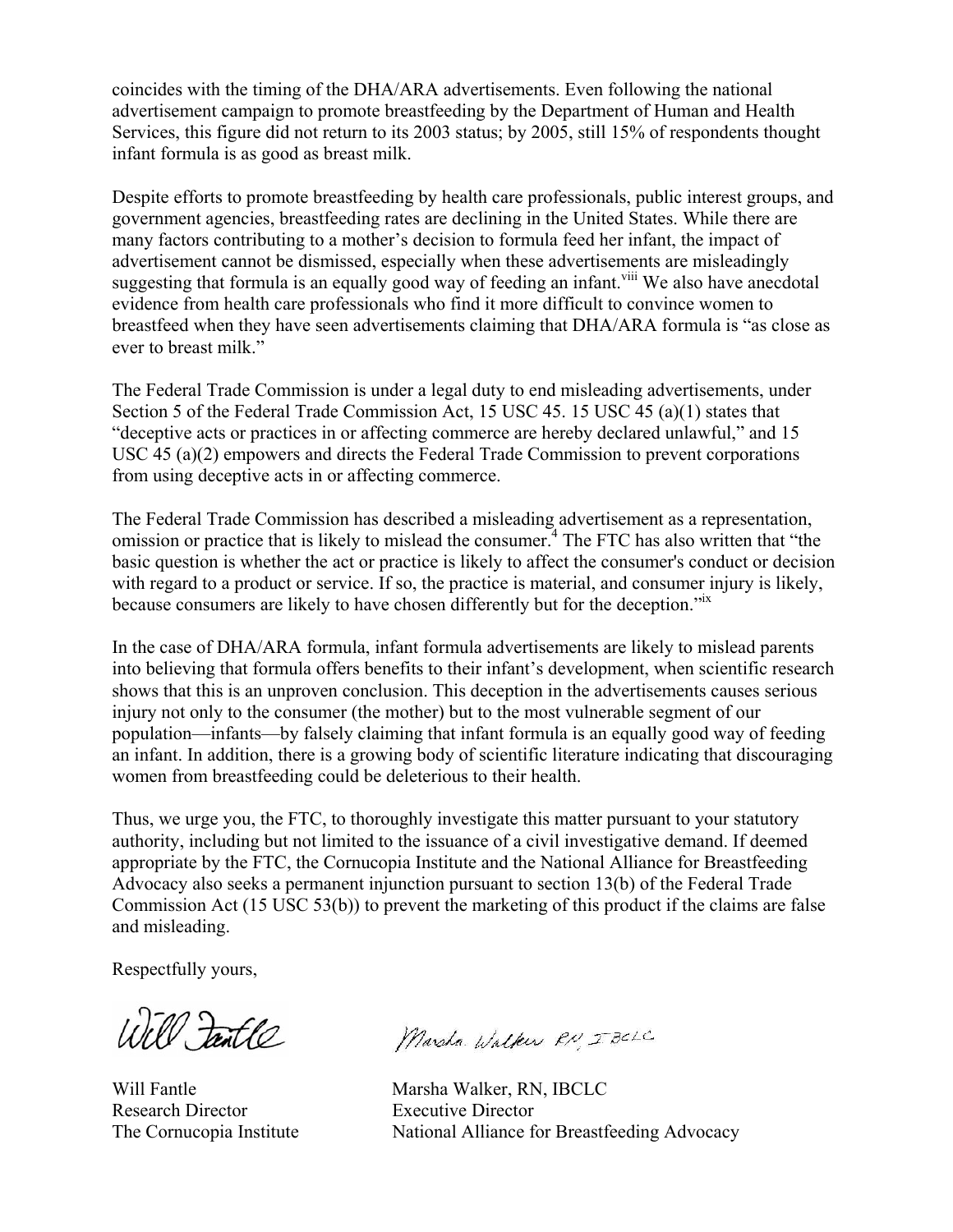coincides with the timing of the DHA/ARA advertisements. Even following the national advertisement campaign to promote breastfeeding by the Department of Human and Health Services, this figure did not return to its 2003 status; by 2005, still 15% of respondents thought infant formula is as good as breast milk.

Despite efforts to promote breastfeeding by health care professionals, public interest groups, and government agencies, breastfeeding rates are declining in the United States. While there are many factors contributing to a mother's decision to formula feed her infant, the impact of advertisement cannot be dismissed, especially when these advertisements are misleadingly suggesting that formula is an equally good way of feeding an infant.[viii] We also have anecdotal evidence from health care professionals who find it more difficult to convince women to breastfeed when they have seen advertisements claiming that DHA/ARA formula is "as close as ever to breast milk."

The Federal Trade Commission is under a legal duty to end misleading advertisements, under Section 5 of the Federal Trade Commission Act, 15 USC 45. 15 USC 45 (a)(1) states that "deceptive acts or practices in or affecting commerce are hereby declared unlawful," and 15 USC 45 (a)(2) empowers and directs the Federal Trade Commission to prevent corporations from using deceptive acts in or affecting commerce.

The Federal Trade Commission has described a misleading advertisement as a representation, omission or practice that is likely to mislead the consumer.[4] The FTC has also written that "the basic question is whether the act or practice is likely to affect the consumer's conduct or decision with regard to a product or service. If so, the practice is material, and consumer injury is likely, because consumers are likely to have chosen differently but for the deception."[ix]

In the case of DHA/ARA formula, infant formula advertisements are likely to mislead parents into believing that formula offers benefits to their infant's development, when scientific research shows that this is an unproven conclusion. This deception in the advertisements causes serious injury not only to the consumer (the mother) but to the most vulnerable segment of our population—infants—by falsely claiming that infant formula is an equally good way of feeding an infant. In addition, there is a growing body of scientific literature indicating that discouraging women from breastfeeding could be deleterious to their health.

Thus, we urge you, the FTC, to thoroughly investigate this matter pursuant to your statutory authority, including but not limited to the issuance of a civil investigative demand. If deemed appropriate by the FTC, the Cornucopia Institute and the National Alliance for Breastfeeding Advocacy also seeks a permanent injunction pursuant to section 13(b) of the Federal Trade Commission Act (15 USC 53(b)) to prevent the marketing of this product if the claims are false and misleading.

Respectfully yours,

Will Fantle
Research Director
The Cornucopia Institute

Marsha Walker, RN, IBCLC
Executive Director
National Alliance for Breastfeeding Advocacy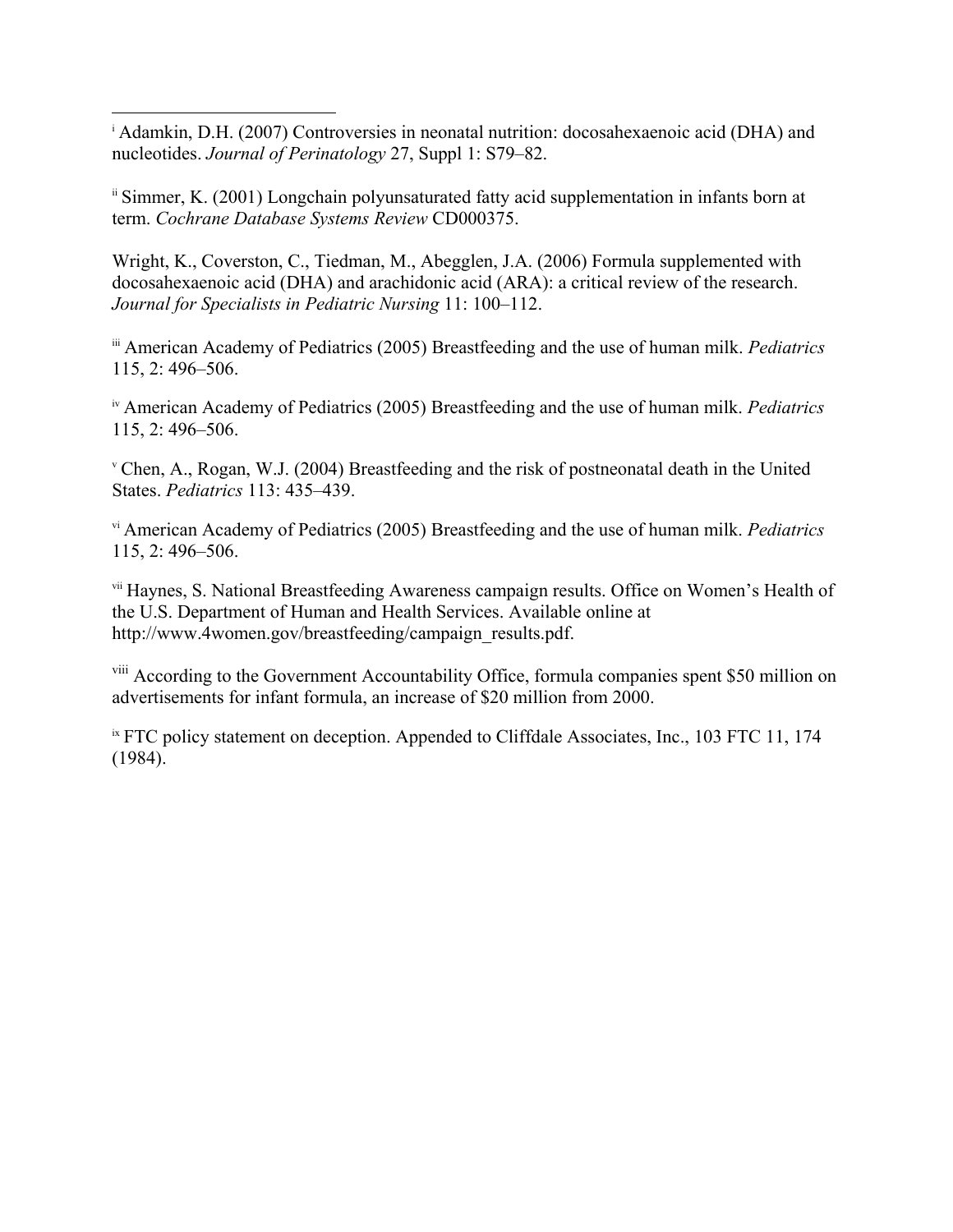---

[i] Adamkin, D.H. (2007) Controversies in neonatal nutrition: docosahexaenoic acid (DHA) and nucleotides. *Journal of Perinatology* 27, Suppl 1: S79–82.

[ii] Simmer, K. (2001) Longchain polyunsaturated fatty acid supplementation in infants born at term. *Cochrane Database Systems Review* CD000375.

Wright, K., Coverston, C., Tiedman, M., Abegglen, J.A. (2006) Formula supplemented with docosahexaenoic acid (DHA) and arachidonic acid (ARA): a critical review of the research. *Journal for Specialists in Pediatric Nursing* 11: 100–112.

[iii] American Academy of Pediatrics (2005) Breastfeeding and the use of human milk. *Pediatrics* 115, 2: 496–506.

[iv] American Academy of Pediatrics (2005) Breastfeeding and the use of human milk. *Pediatrics* 115, 2: 496–506.

[v] Chen, A., Rogan, W.J. (2004) Breastfeeding and the risk of postneonatal death in the United States. *Pediatrics* 113: 435–439.

[vi] American Academy of Pediatrics (2005) Breastfeeding and the use of human milk. *Pediatrics* 115, 2: 496–506.

[vii] Haynes, S. National Breastfeeding Awareness campaign results. Office on Women's Health of the U.S. Department of Human and Health Services. Available online at http://www.4women.gov/breastfeeding/campaign_results.pdf.

[viii] According to the Government Accountability Office, formula companies spent $50 million on advertisements for infant formula, an increase of $20 million from 2000.

[ix] FTC policy statement on deception. Appended to Cliffdale Associates, Inc., 103 FTC 11, 174 (1984).